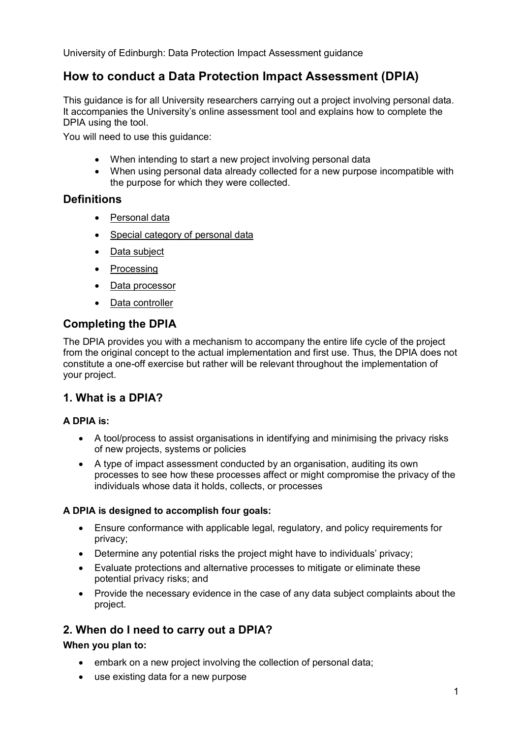University of Edinburgh: Data Protection Impact Assessment guidance

# How to conduct a Data Protection Impact Assessment (DPIA)

This guidance is for all University researchers carrying out a project involving personal data. It accompanies the University's online assessment tool and explains how to complete the DPIA using the tool.

You will need to use this guidance:

- When intending to start a new project involving personal data
- When using personal data already collected for a new purpose incompatible with the purpose for which they were collected.

## Definitions

- Personal data
- Special category of personal data
- Data subject
- Processing
- Data processor
- Data controller

## Completing the DPIA

The DPIA provides you with a mechanism to accompany the entire life cycle of the project from the original concept to the actual implementation and first use. Thus, the DPIA does not constitute a one-off exercise but rather will be relevant throughout the implementation of your project.

## 1. What is a DPIA?

**A DPIA is:**

- A tool/process to assist organisations in identifying and minimising the privacy risks of new projects, systems or policies
- A type of impact assessment conducted by an organisation, auditing its own processes to see how these processes affect or might compromise the privacy of the individuals whose data it holds, collects, or processes

**A DPIA is designed to accomplish four goals:**

- Ensure conformance with applicable legal, regulatory, and policy requirements for privacy;
- Determine any potential risks the project might have to individuals' privacy;
- Evaluate protections and alternative processes to mitigate or eliminate these potential privacy risks; and
- Provide the necessary evidence in the case of any data subject complaints about the project.

## 2. When do I need to carry out a DPIA?

**When you plan to:**

- embark on a new project involving the collection of personal data;
- use existing data for a new purpose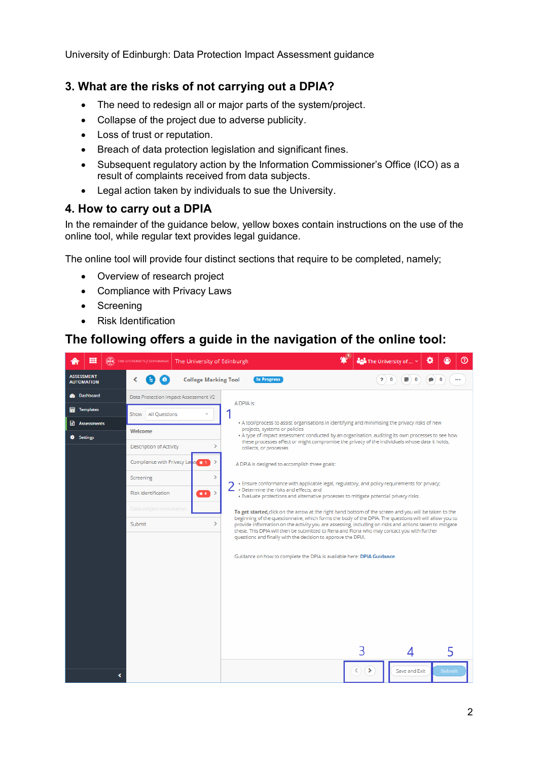## 3. What are the risks of not carrying out a DPIA?

- The need to redesign all or major parts of the system/project.
- Collapse of the project due to adverse publicity.
- Loss of trust or reputation.
- Breach of data protection legislation and significant fines.
- Subsequent regulatory action by the Information Commissioner's Office (ICO) as a result of complaints received from data subjects.
- Legal action taken by individuals to sue the University.

## 4. How to carry out a DPIA

In the remainder of the guidance below, yellow boxes contain instructions on the use of the online tool, while regular text provides legal guidance.

The online tool will provide four distinct sections that require to be completed, namely;

- Overview of research project
- Compliance with Privacy Laws
- Screening
- Risk Identification

## The following offers a guide in the navigation of the online tool: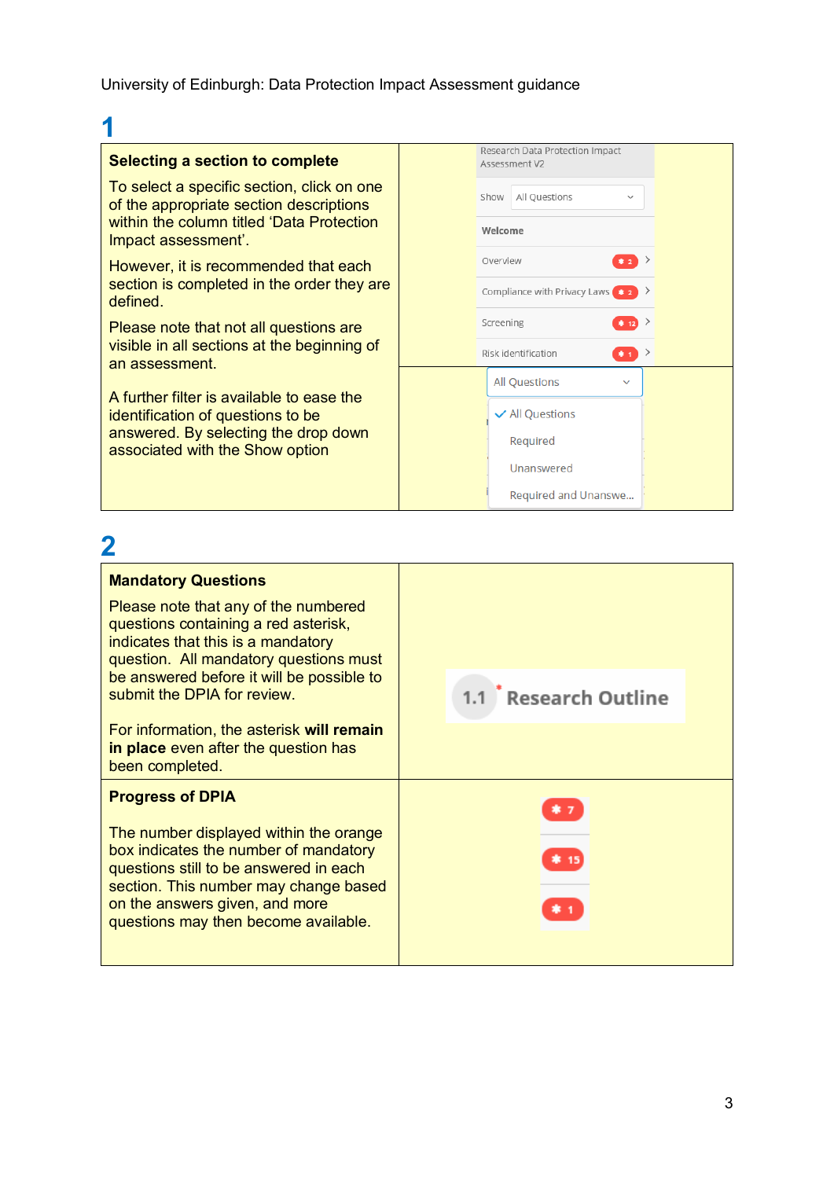## 1

**Selecting a section to complete**

To select a specific section, click on one of the appropriate section descriptions within the column titled 'Data Protection Impact assessment'.

However, it is recommended that each section is completed in the order they are defined.

Please note that not all questions are visible in all sections at the beginning of an assessment.

A further filter is available to ease the identification of questions to be answered. By selecting the drop down associated with the Show option

Research Data Protection Impact Assessment V2

Show: All Questions

- Welcome
- Overview (2)
- Compliance with Privacy Laws (2)
- Screening (12)
- Risk identification (1)

All Questions

- All Questions
- Required
- Unanswered
- Required and Unanswe...

## 2

**Mandatory Questions**

Please note that any of the numbered questions containing a red asterisk, indicates that this is a mandatory question. All mandatory questions must be answered before it will be possible to submit the DPIA for review.

For information, the asterisk **will remain in place** even after the question has been completed.

1.1 * Research Outline

**Progress of DPIA**

The number displayed within the orange box indicates the number of mandatory questions still to be answered in each section. This number may change based on the answers given, and more questions may then become available.

* 7

* 15

* 1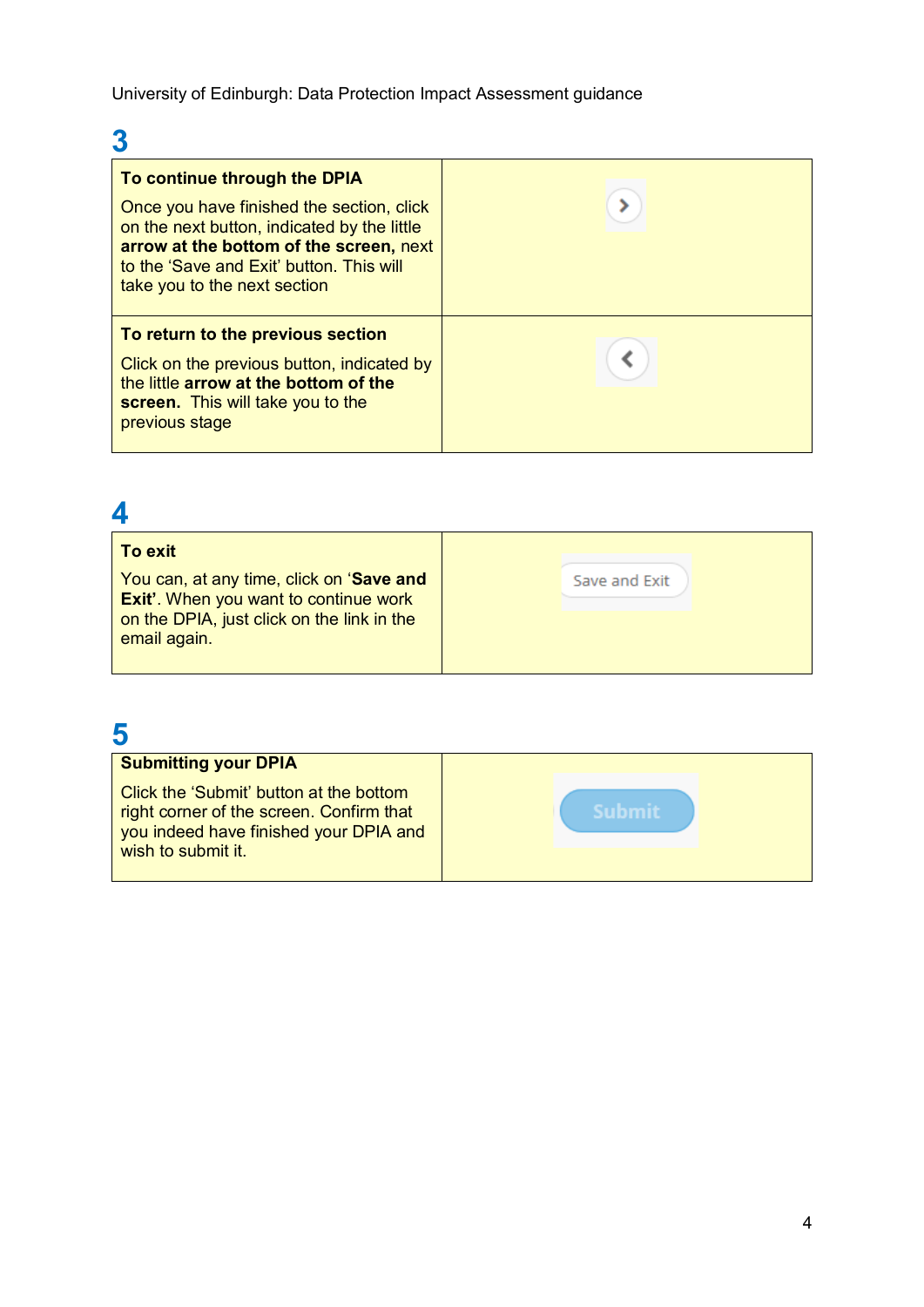## 3

| **To continue through the DPIA**<br><br>Once you have finished the section, click on the next button, indicated by the little **arrow at the bottom of the screen,** next to the 'Save and Exit' button. This will take you to the next section | > |
| --- | --- |
| **To return to the previous section**<br><br>Click on the previous button, indicated by the little **arrow at the bottom of the screen.** This will take you to the previous stage | < |

## 4

| **To exit**<br><br>You can, at any time, click on '**Save and Exit'**. When you want to continue work on the DPIA, just click on the link in the email again. | Save and Exit |
| --- | --- |

## 5

| **Submitting your DPIA**<br><br>Click the 'Submit' button at the bottom right corner of the screen. Confirm that you indeed have finished your DPIA and wish to submit it. | Submit |
| --- | --- |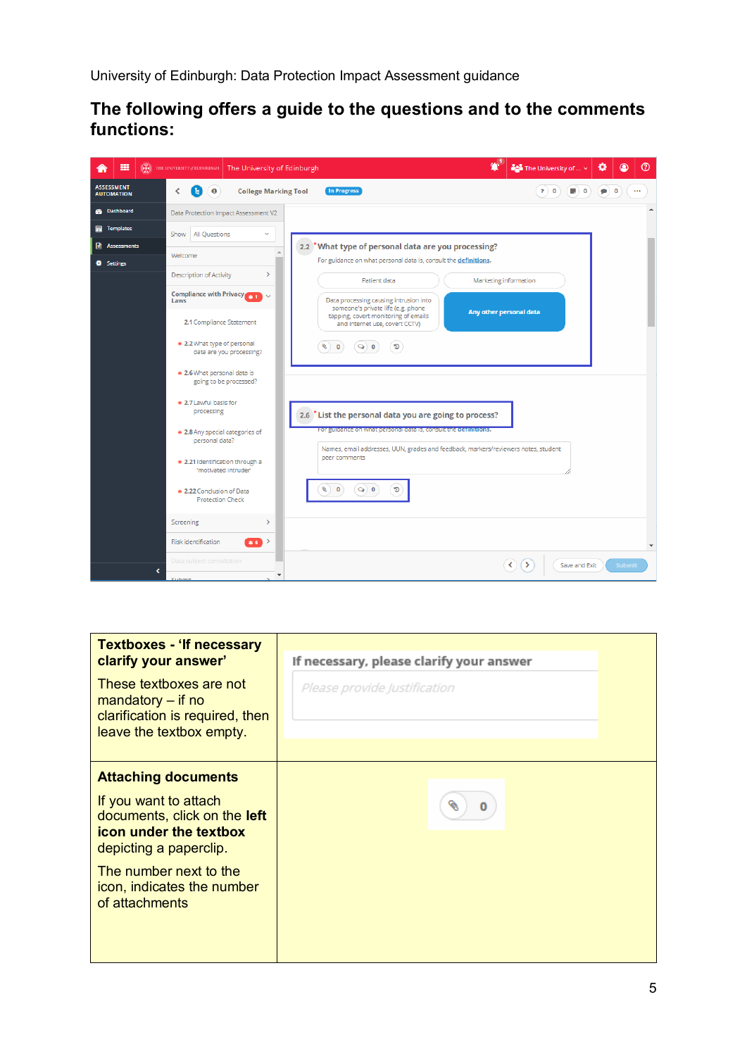University of Edinburgh: Data Protection Impact Assessment guidance

## The following offers a guide to the questions and to the comments functions:

| | |
|---|---|
| **Textboxes - 'If necessary clarify your answer'**<br><br>These textboxes are not mandatory – if no clarification is required, then leave the textbox empty. | If necessary, please clarify your answer<br><br>*Please provide Justification* |
| **Attaching documents**<br><br>If you want to attach documents, click on the **left icon under the textbox** depicting a paperclip.<br><br>The number next to the icon, indicates the number of attachments | 0 |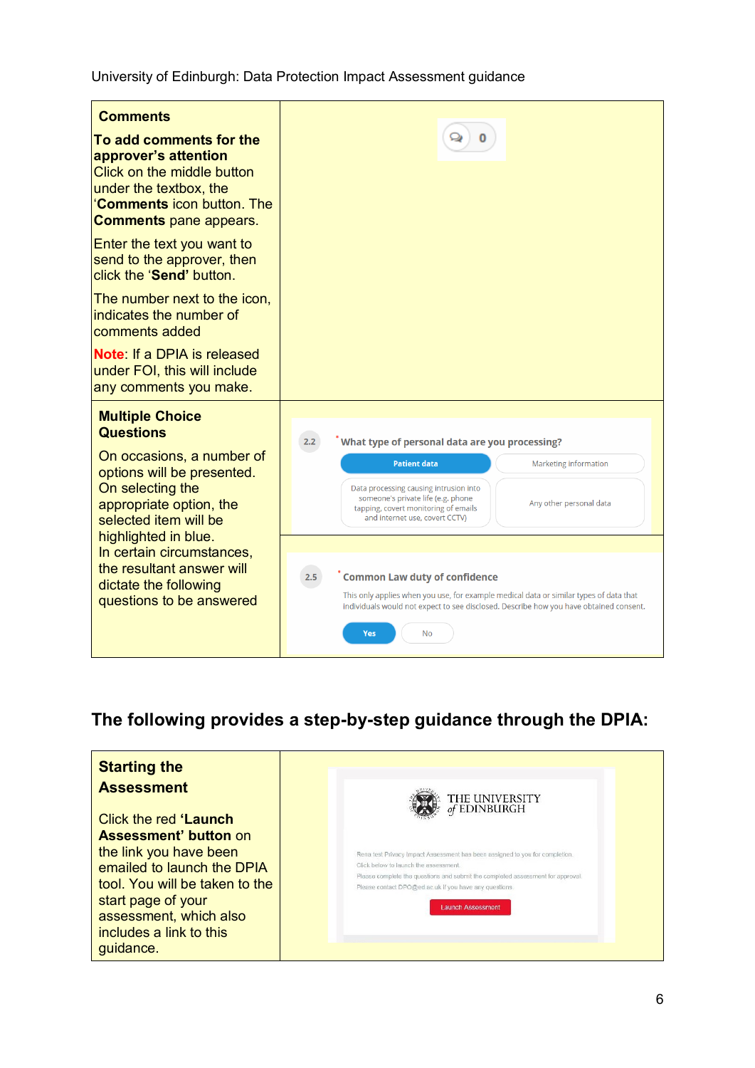| Comments | |
|---|---|
| **Comments**<br>**To add comments for the approver's attention**<br>Click on the middle button under the textbox, the '**Comments** icon button. The **Comments** pane appears.<br>Enter the text you want to send to the approver, then click the '**Send'** button.<br>The number next to the icon, indicates the number of comments added<br>**Note**: If a DPIA is released under FOI, this will include any comments you make. | 0 |
| **Multiple Choice Questions**<br>On occasions, a number of options will be presented. On selecting the appropriate option, the selected item will be highlighted in blue.<br>In certain circumstances, the resultant answer will dictate the following questions to be answered | 2.2 * What type of personal data are you processing?<br>Patient data \| Marketing information \| Data processing causing intrusion into someone's private life (e.g. phone tapping, covert monitoring of emails and internet use, covert CCTV) \| Any other personal data<br><br>2.5 * Common Law duty of confidence<br>This only applies when you use, for example medical data or similar types of data that individuals would not expect to see disclosed. Describe how you have obtained consent.<br>Yes \| No |

## The following provides a step-by-step guidance through the DPIA:

| Starting the Assessment | |
|---|---|
| **Starting the Assessment**<br>Click the red **'Launch Assessment' button** on the link you have been emailed to launch the DPIA tool. You will be taken to the start page of your assessment, which also includes a link to this guidance. | THE UNIVERSITY of EDINBURGH<br>Rena test Privacy Impact Assessment has been assigned to you for completion.<br>Click below to launch the assessment.<br>Please complete the questions and submit the completed assessment for approval.<br>Please contact DPO@ed.ac.uk if you have any questions.<br>Launch Assessment |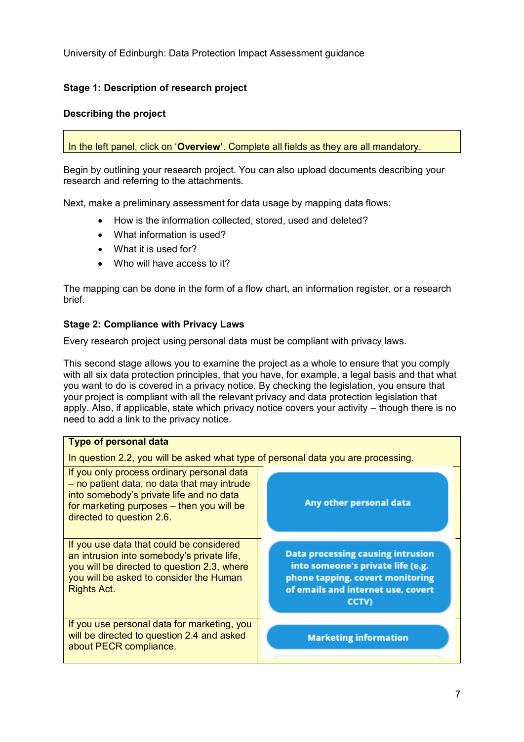University of Edinburgh: Data Protection Impact Assessment guidance

**Stage 1: Description of research project**

**Describing the project**

In the left panel, click on '**Overview**'. Complete all fields as they are all mandatory.

Begin by outlining your research project. You can also upload documents describing your research and referring to the attachments.

Next, make a preliminary assessment for data usage by mapping data flows:

- How is the information collected, stored, used and deleted?
- What information is used?
- What it is used for?
- Who will have access to it?

The mapping can be done in the form of a flow chart, an information register, or a research brief.

**Stage 2: Compliance with Privacy Laws**

Every research project using personal data must be compliant with privacy laws.

This second stage allows you to examine the project as a whole to ensure that you comply with all six data protection principles, that you have, for example, a legal basis and that what you want to do is covered in a privacy notice. By checking the legislation, you ensure that your project is compliant with all the relevant privacy and data protection legislation that apply. Also, if applicable, state which privacy notice covers your activity – though there is no need to add a link to the privacy notice.

| **Type of personal data**<br>In question 2.2, you will be asked what type of personal data you are processing. | |
|---|---|
| If you only process ordinary personal data – no patient data, no data that may intrude into somebody's private life and no data for marketing purposes – then you will be directed to question 2.6. | Any other personal data |
| If you use data that could be considered an intrusion into somebody's private life, you will be directed to question 2.3, where you will be asked to consider the Human Rights Act. | Data processing causing intrusion into someone's private life (e.g. phone tapping, covert monitoring of emails and internet use, covert CCTV) |
| If you use personal data for marketing, you will be directed to question 2.4 and asked about PECR compliance. | Marketing information |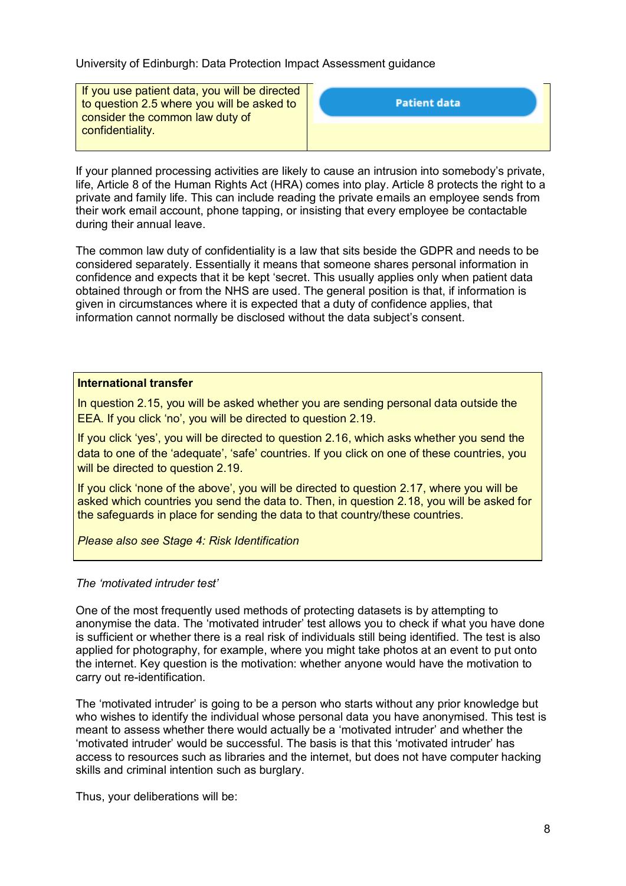| If you use patient data, you will be directed to question 2.5 where you will be asked to consider the common law duty of confidentiality. | Patient data |
| --- | --- |

If your planned processing activities are likely to cause an intrusion into somebody's private, life, Article 8 of the Human Rights Act (HRA) comes into play. Article 8 protects the right to a private and family life. This can include reading the private emails an employee sends from their work email account, phone tapping, or insisting that every employee be contactable during their annual leave.

The common law duty of confidentiality is a law that sits beside the GDPR and needs to be considered separately. Essentially it means that someone shares personal information in confidence and expects that it be kept 'secret. This usually applies only when patient data obtained through or from the NHS are used. The general position is that, if information is given in circumstances where it is expected that a duty of confidence applies, that information cannot normally be disclosed without the data subject's consent.

**International transfer**

In question 2.15, you will be asked whether you are sending personal data outside the EEA. If you click 'no', you will be directed to question 2.19.

If you click 'yes', you will be directed to question 2.16, which asks whether you send the data to one of the 'adequate', 'safe' countries. If you click on one of these countries, you will be directed to question 2.19.

If you click 'none of the above', you will be directed to question 2.17, where you will be asked which countries you send the data to. Then, in question 2.18, you will be asked for the safeguards in place for sending the data to that country/these countries.

*Please also see Stage 4: Risk Identification*

*The 'motivated intruder test'*

One of the most frequently used methods of protecting datasets is by attempting to anonymise the data. The 'motivated intruder' test allows you to check if what you have done is sufficient or whether there is a real risk of individuals still being identified. The test is also applied for photography, for example, where you might take photos at an event to put onto the internet. Key question is the motivation: whether anyone would have the motivation to carry out re-identification.

The 'motivated intruder' is going to be a person who starts without any prior knowledge but who wishes to identify the individual whose personal data you have anonymised. This test is meant to assess whether there would actually be a 'motivated intruder' and whether the 'motivated intruder' would be successful. The basis is that this 'motivated intruder' has access to resources such as libraries and the internet, but does not have computer hacking skills and criminal intention such as burglary.

Thus, your deliberations will be: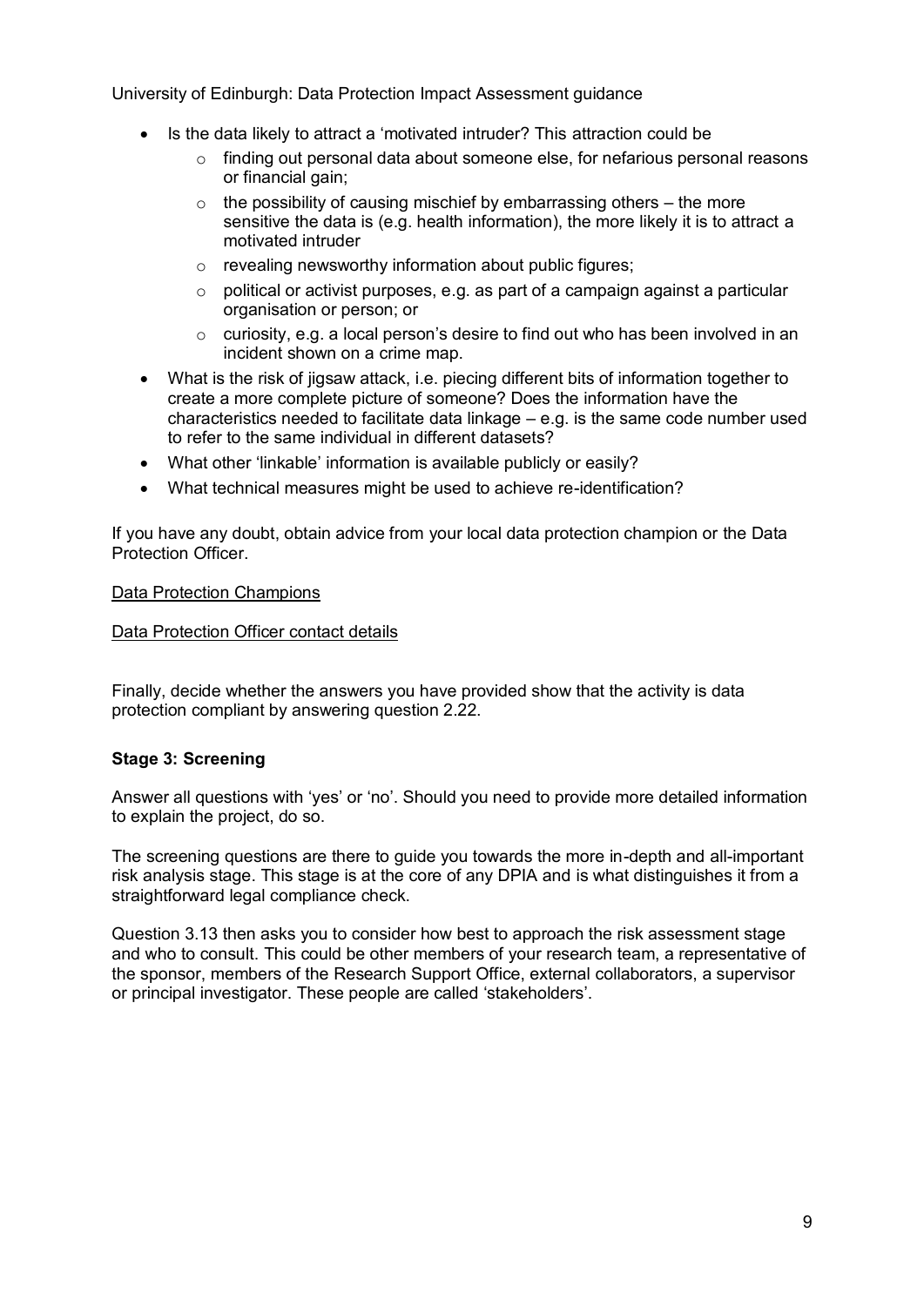- Is the data likely to attract a 'motivated intruder? This attraction could be
  - finding out personal data about someone else, for nefarious personal reasons or financial gain;
  - the possibility of causing mischief by embarrassing others – the more sensitive the data is (e.g. health information), the more likely it is to attract a motivated intruder
  - revealing newsworthy information about public figures;
  - political or activist purposes, e.g. as part of a campaign against a particular organisation or person; or
  - curiosity, e.g. a local person's desire to find out who has been involved in an incident shown on a crime map.
- What is the risk of jigsaw attack, i.e. piecing different bits of information together to create a more complete picture of someone? Does the information have the characteristics needed to facilitate data linkage – e.g. is the same code number used to refer to the same individual in different datasets?
- What other 'linkable' information is available publicly or easily?
- What technical measures might be used to achieve re-identification?

If you have any doubt, obtain advice from your local data protection champion or the Data Protection Officer.

Data Protection Champions

Data Protection Officer contact details

Finally, decide whether the answers you have provided show that the activity is data protection compliant by answering question 2.22.

**Stage 3: Screening**

Answer all questions with 'yes' or 'no'. Should you need to provide more detailed information to explain the project, do so.

The screening questions are there to guide you towards the more in-depth and all-important risk analysis stage. This stage is at the core of any DPIA and is what distinguishes it from a straightforward legal compliance check.

Question 3.13 then asks you to consider how best to approach the risk assessment stage and who to consult. This could be other members of your research team, a representative of the sponsor, members of the Research Support Office, external collaborators, a supervisor or principal investigator. These people are called 'stakeholders'.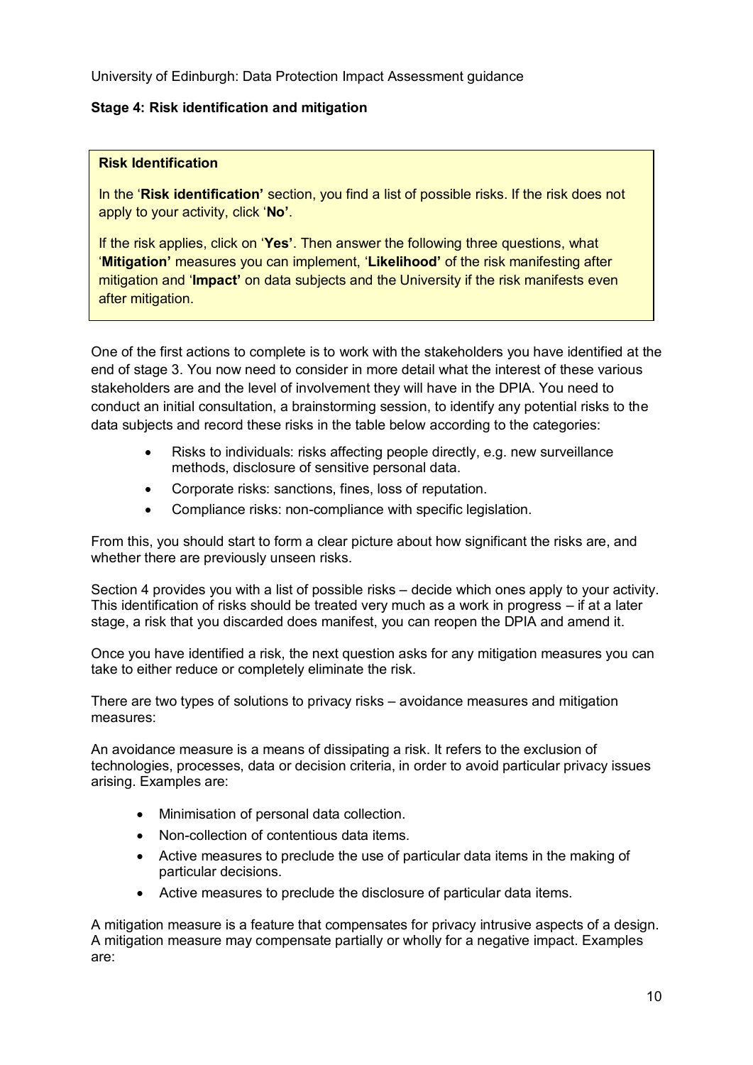University of Edinburgh: Data Protection Impact Assessment guidance

**Stage 4: Risk identification and mitigation**

> **Risk Identification**
>
> In the '**Risk identification'** section, you find a list of possible risks. If the risk does not apply to your activity, click '**No'**.
>
> If the risk applies, click on '**Yes'**. Then answer the following three questions, what '**Mitigation'** measures you can implement, '**Likelihood'** of the risk manifesting after mitigation and '**Impact'** on data subjects and the University if the risk manifests even after mitigation.

One of the first actions to complete is to work with the stakeholders you have identified at the end of stage 3. You now need to consider in more detail what the interest of these various stakeholders are and the level of involvement they will have in the DPIA. You need to conduct an initial consultation, a brainstorming session, to identify any potential risks to the data subjects and record these risks in the table below according to the categories:

- Risks to individuals: risks affecting people directly, e.g. new surveillance methods, disclosure of sensitive personal data.
- Corporate risks: sanctions, fines, loss of reputation.
- Compliance risks: non-compliance with specific legislation.

From this, you should start to form a clear picture about how significant the risks are, and whether there are previously unseen risks.

Section 4 provides you with a list of possible risks – decide which ones apply to your activity. This identification of risks should be treated very much as a work in progress – if at a later stage, a risk that you discarded does manifest, you can reopen the DPIA and amend it.

Once you have identified a risk, the next question asks for any mitigation measures you can take to either reduce or completely eliminate the risk.

There are two types of solutions to privacy risks – avoidance measures and mitigation measures:

An avoidance measure is a means of dissipating a risk. It refers to the exclusion of technologies, processes, data or decision criteria, in order to avoid particular privacy issues arising. Examples are:

- Minimisation of personal data collection.
- Non-collection of contentious data items.
- Active measures to preclude the use of particular data items in the making of particular decisions.
- Active measures to preclude the disclosure of particular data items.

A mitigation measure is a feature that compensates for privacy intrusive aspects of a design. A mitigation measure may compensate partially or wholly for a negative impact. Examples are: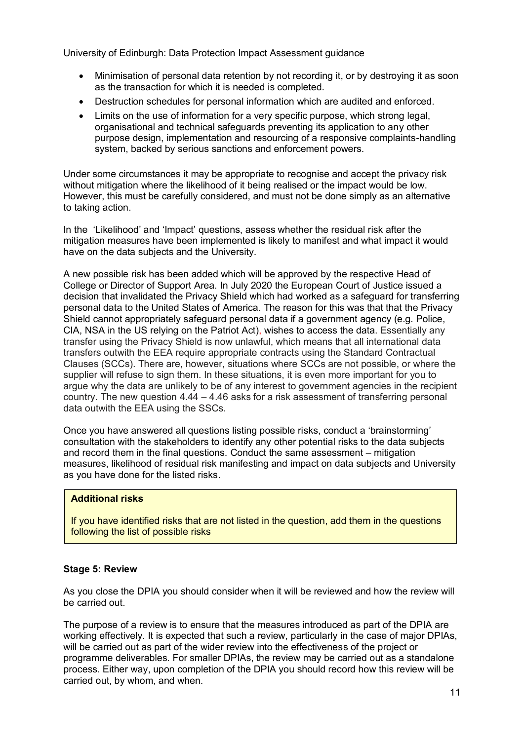- Minimisation of personal data retention by not recording it, or by destroying it as soon as the transaction for which it is needed is completed.
- Destruction schedules for personal information which are audited and enforced.
- Limits on the use of information for a very specific purpose, which strong legal, organisational and technical safeguards preventing its application to any other purpose design, implementation and resourcing of a responsive complaints-handling system, backed by serious sanctions and enforcement powers.

Under some circumstances it may be appropriate to recognise and accept the privacy risk without mitigation where the likelihood of it being realised or the impact would be low. However, this must be carefully considered, and must not be done simply as an alternative to taking action.

In the 'Likelihood' and 'Impact' questions, assess whether the residual risk after the mitigation measures have been implemented is likely to manifest and what impact it would have on the data subjects and the University.

A new possible risk has been added which will be approved by the respective Head of College or Director of Support Area. In July 2020 the European Court of Justice issued a decision that invalidated the Privacy Shield which had worked as a safeguard for transferring personal data to the United States of America. The reason for this was that that the Privacy Shield cannot appropriately safeguard personal data if a government agency (e.g. Police, CIA, NSA in the US relying on the Patriot Act), wishes to access the data. Essentially any transfer using the Privacy Shield is now unlawful, which means that all international data transfers outwith the EEA require appropriate contracts using the Standard Contractual Clauses (SCCs). There are, however, situations where SCCs are not possible, or where the supplier will refuse to sign them. In these situations, it is even more important for you to argue why the data are unlikely to be of any interest to government agencies in the recipient country. The new question 4.44 – 4.46 asks for a risk assessment of transferring personal data outwith the EEA using the SSCs.

Once you have answered all questions listing possible risks, conduct a 'brainstorming' consultation with the stakeholders to identify any other potential risks to the data subjects and record them in the final questions. Conduct the same assessment – mitigation measures, likelihood of residual risk manifesting and impact on data subjects and University as you have done for the listed risks.

> **Additional risks**
>
> If you have identified risks that are not listed in the question, add them in the questions following the list of possible risks

**Stage 5: Review**

As you close the DPIA you should consider when it will be reviewed and how the review will be carried out.

The purpose of a review is to ensure that the measures introduced as part of the DPIA are working effectively. It is expected that such a review, particularly in the case of major DPIAs, will be carried out as part of the wider review into the effectiveness of the project or programme deliverables. For smaller DPIAs, the review may be carried out as a standalone process. Either way, upon completion of the DPIA you should record how this review will be carried out, by whom, and when.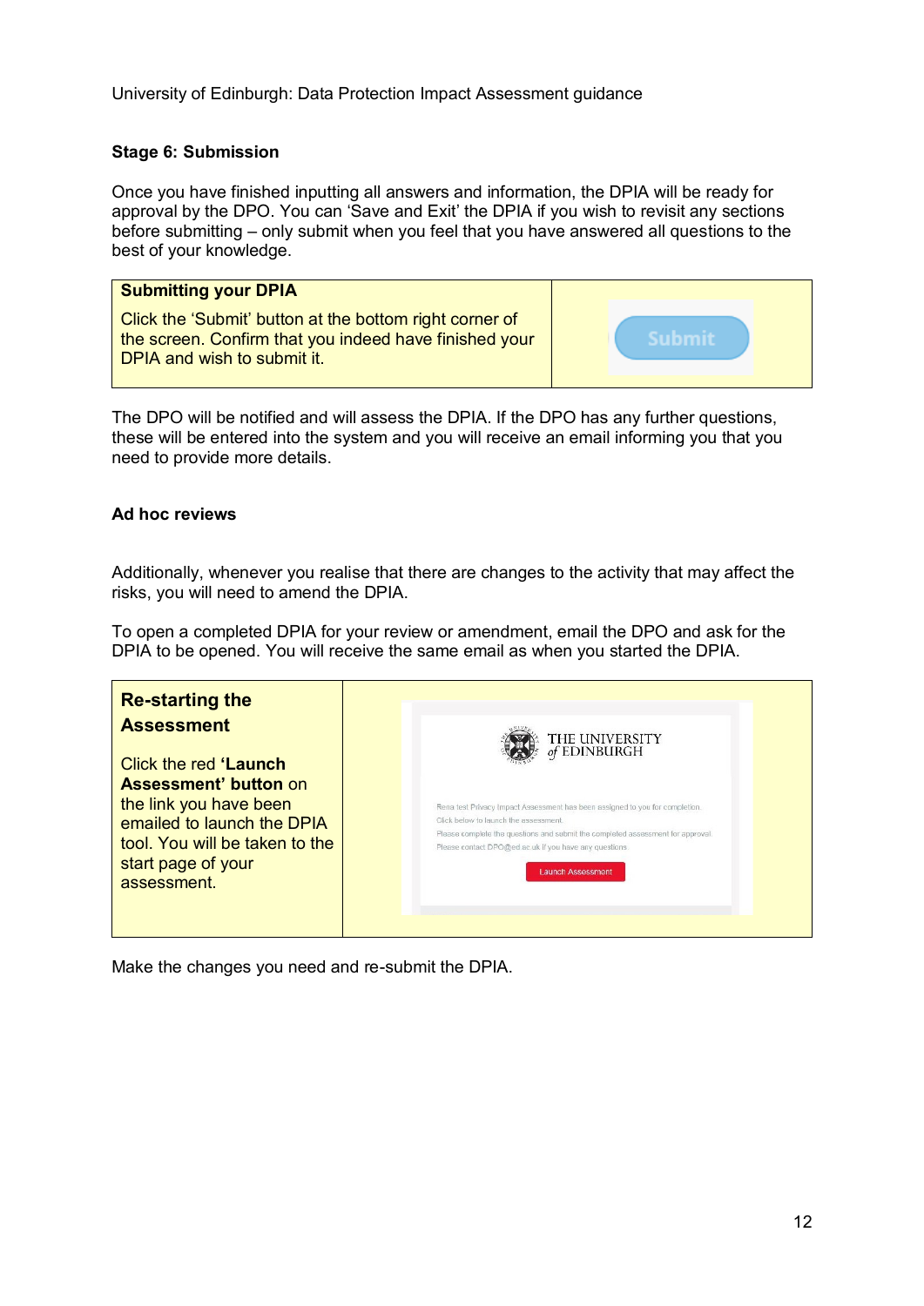## Stage 6: Submission

Once you have finished inputting all answers and information, the DPIA will be ready for approval by the DPO. You can 'Save and Exit' the DPIA if you wish to revisit any sections before submitting – only submit when you feel that you have answered all questions to the best of your knowledge.

| **Submitting your DPIA**<br>Click the 'Submit' button at the bottom right corner of the screen. Confirm that you indeed have finished your DPIA and wish to submit it. | Submit |
|---|---|

The DPO will be notified and will assess the DPIA. If the DPO has any further questions, these will be entered into the system and you will receive an email informing you that you need to provide more details.

### Ad hoc reviews

Additionally, whenever you realise that there are changes to the activity that may affect the risks, you will need to amend the DPIA.

To open a completed DPIA for your review or amendment, email the DPO and ask for the DPIA to be opened. You will receive the same email as when you started the DPIA.

| **Re-starting the Assessment**<br>Click the red **'Launch Assessment' button** on the link you have been emailed to launch the DPIA tool. You will be taken to the start page of your assessment. | THE UNIVERSITY of EDINBURGH<br>Rena test Privacy Impact Assessment has been assigned to you for completion.<br>Click below to launch the assessment.<br>Please complete the questions and submit the completed assessment for approval.<br>Please contact DPO@ed.ac.uk if you have any questions.<br>Launch Assessment |
|---|---|

Make the changes you need and re-submit the DPIA.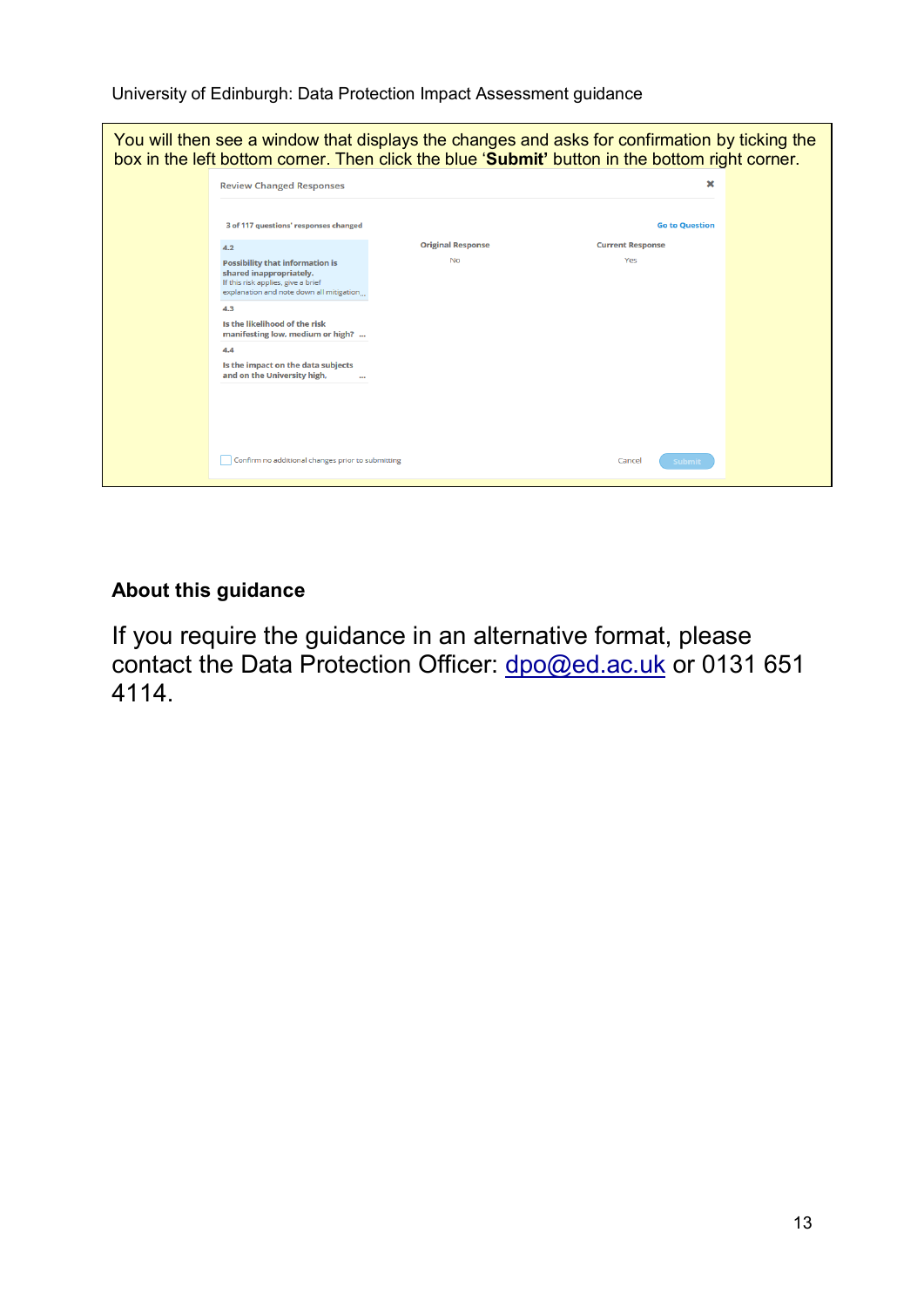You will then see a window that displays the changes and asks for confirmation by ticking the box in the left bottom corner. Then click the blue '**Submit'** button in the bottom right corner.

Review Changed Responses

3 of 117 questions' responses changed

Go to Question

| | Original Response | Current Response |
|---|---|---|
| 4.2 Possibility that information is shared inappropriately. If this risk applies, give a brief explanation and note down all mitigation... | No | Yes |
| 4.3 Is the likelihood of the risk manifesting low, medium or high? ... | | |
| 4.4 Is the impact on the data subjects and on the University high, ... | | |

Confirm no additional changes prior to submitting

Cancel

Submit

### About this guidance

If you require the guidance in an alternative format, please contact the Data Protection Officer: [dpo@ed.ac.uk](mailto:dpo@ed.ac.uk) or 0131 651 4114.